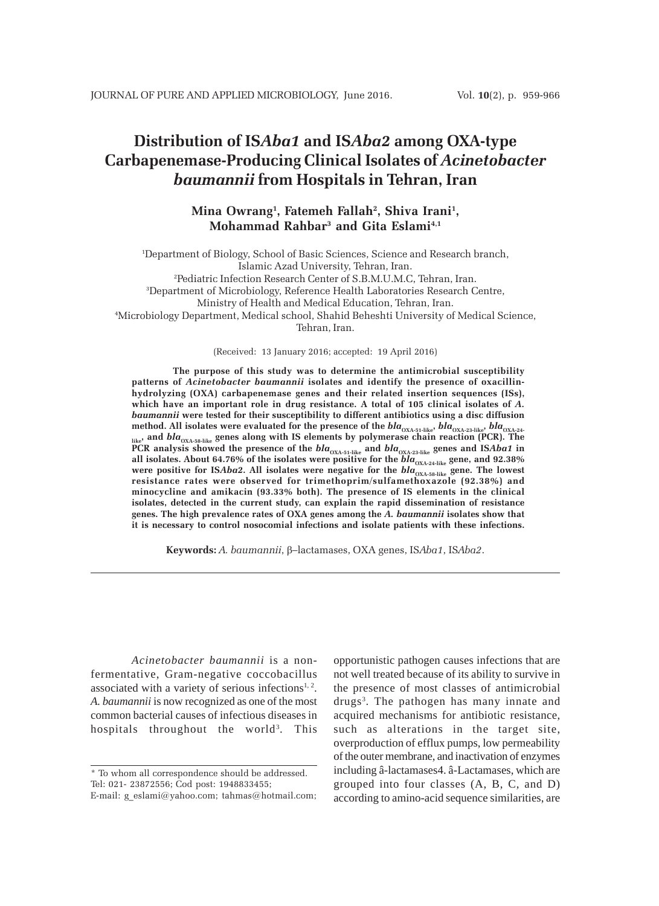# Distribution of IS*Aba1* and IS*Aba2* among OXA-type Carbapenemase-Producing Clinical Isolates of *Acinetobacter baumannii* from Hospitals in Tehran, Iran

**Mina Owrang[1], Fatemeh Fallah[2], Shiva Irani[1], Mohammad Rahbar[3] and Gita Eslami[4,1]**

[1]Department of Biology, School of Basic Sciences, Science and Research branch, Islamic Azad University, Tehran, Iran.
[2]Pediatric Infection Research Center of S.B.M.U.M.C, Tehran, Iran.
[3]Department of Microbiology, Reference Health Laboratories Research Centre, Ministry of Health and Medical Education, Tehran, Iran.
[4]Microbiology Department, Medical school, Shahid Beheshti University of Medical Science, Tehran, Iran.

(Received: 13 January 2016; accepted: 19 April 2016)

**The purpose of this study was to determine the antimicrobial susceptibility patterns of *Acinetobacter baumannii* isolates and identify the presence of oxacillin-hydrolyzing (OXA) carbapenemase genes and their related insertion sequences (ISs), which have an important role in drug resistance. A total of 105 clinical isolates of *A. baumannii* were tested for their susceptibility to different antibiotics using a disc diffusion method. All isolates were evaluated for the presence of the $bla_{OXA-51-like}$, $bla_{OXA-23-like}$, $bla_{OXA-24-like}$, and $bla_{OXA-58-like}$ genes along with IS elements by polymerase chain reaction (PCR). The PCR analysis showed the presence of the $bla_{OXA-51-like}$ and $bla_{OXA-23-like}$ genes and IS*Aba1* in all isolates. About 64.76% of the isolates were positive for the $bla_{OXA-24-like}$ gene, and 92.38% were positive for IS*Aba2*. All isolates were negative for the $bla_{OXA-58-like}$ gene. The lowest resistance rates were observed for trimethoprim/sulfamethoxazole (92.38%) and minocycline and amikacin (93.33% both). The presence of IS elements in the clinical isolates, detected in the current study, can explain the rapid dissemination of resistance genes. The high prevalence rates of OXA genes among the *A. baumannii* isolates show that it is necessary to control nosocomial infections and isolate patients with these infections.**

**Keywords:** *A. baumannii*, β–lactamases, OXA genes, IS*Aba1*, IS*Aba2*.

---

*Acinetobacter baumannii* is a non-fermentative, Gram-negative coccobacillus associated with a variety of serious infections[1, 2]. *A. baumannii* is now recognized as one of the most common bacterial causes of infectious diseases in hospitals throughout the world[3]. This opportunistic pathogen causes infections that are not well treated because of its ability to survive in the presence of most classes of antimicrobial drugs[3]. The pathogen has many innate and acquired mechanisms for antibiotic resistance, such as alterations in the target site, overproduction of efflux pumps, low permeability of the outer membrane, and inactivation of enzymes including â-lactamases4. â-Lactamases, which are grouped into four classes (A, B, C, and D) according to amino-acid sequence similarities, are

\* To whom all correspondence should be addressed.
Tel: 021- 23872556; Cod post: 1948833455;
E-mail: g_eslami@yahoo.com; tahmas@hotmail.com;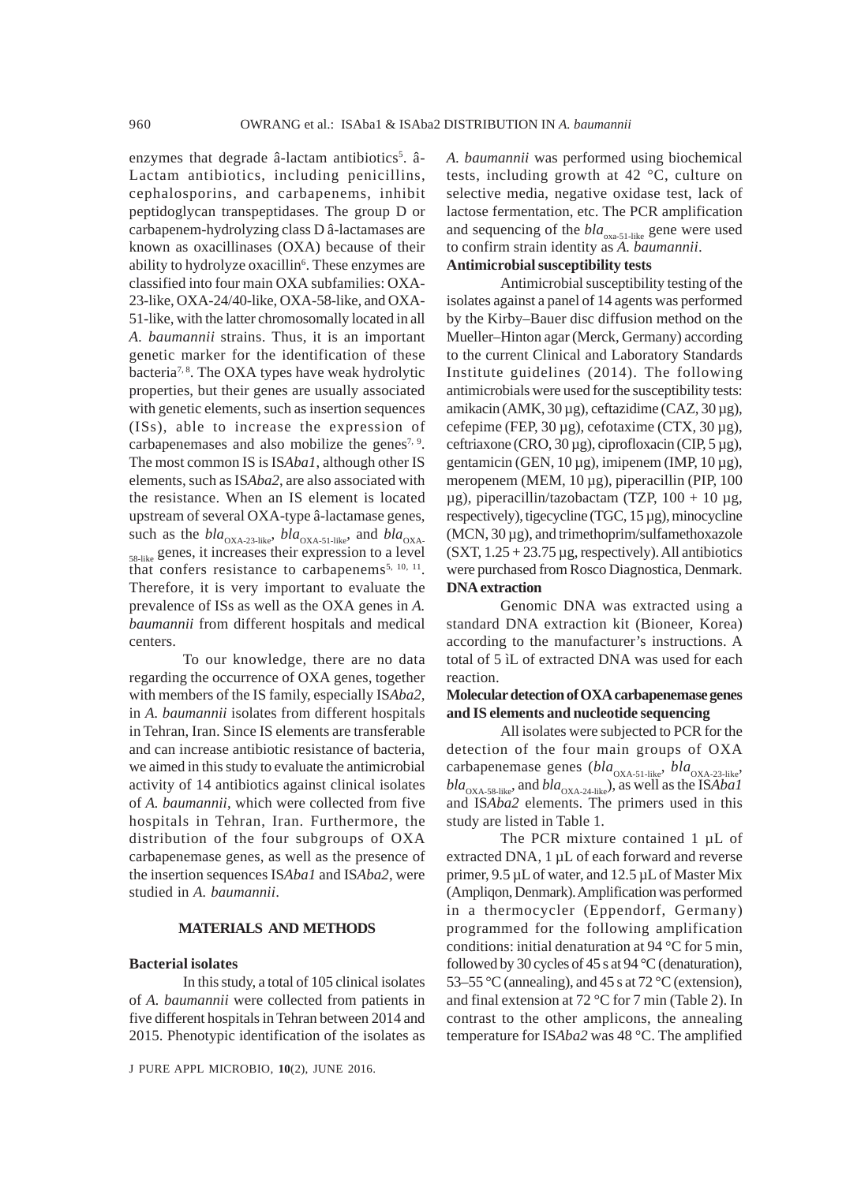enzymes that degrade â-lactam antibiotics[5]. â-Lactam antibiotics, including penicillins, cephalosporins, and carbapenems, inhibit peptidoglycan transpeptidases. The group D or carbapenem-hydrolyzing class D â-lactamases are known as oxacillinases (OXA) because of their ability to hydrolyze oxacillin[6]. These enzymes are classified into four main OXA subfamilies: OXA-23-like, OXA-24/40-like, OXA-58-like, and OXA-51-like, with the latter chromosomally located in all *A. baumannii* strains. Thus, it is an important genetic marker for the identification of these bacteria[7, 8]. The OXA types have weak hydrolytic properties, but their genes are usually associated with genetic elements, such as insertion sequences (ISs), able to increase the expression of carbapenemases and also mobilize the genes[7, 9]. The most common IS is IS*Aba1*, although other IS elements, such as IS*Aba2*, are also associated with the resistance. When an IS element is located upstream of several OXA-type â-lactamase genes, such as the $bla_{\text{OXA-23-like}}$, $bla_{\text{OXA-51-like}}$, and $bla_{\text{OXA-58-like}}$ genes, it increases their expression to a level that confers resistance to carbapenems[5, 10, 11]. Therefore, it is very important to evaluate the prevalence of ISs as well as the OXA genes in *A. baumannii* from different hospitals and medical centers.

To our knowledge, there are no data regarding the occurrence of OXA genes, together with members of the IS family, especially IS*Aba2*, in *A. baumannii* isolates from different hospitals in Tehran, Iran. Since IS elements are transferable and can increase antibiotic resistance of bacteria, we aimed in this study to evaluate the antimicrobial activity of 14 antibiotics against clinical isolates of *A. baumannii*, which were collected from five hospitals in Tehran, Iran. Furthermore, the distribution of the four subgroups of OXA carbapenemase genes, as well as the presence of the insertion sequences IS*Aba1* and IS*Aba2*, were studied in *A. baumannii*.

## MATERIALS AND METHODS

### Bacterial isolates

In this study, a total of 105 clinical isolates of *A. baumannii* were collected from patients in five different hospitals in Tehran between 2014 and 2015. Phenotypic identification of the isolates as *A. baumannii* was performed using biochemical tests, including growth at 42 °C, culture on selective media, negative oxidase test, lack of lactose fermentation, etc. The PCR amplification and sequencing of the $bla_{\text{oxa-51-like}}$ gene were used to confirm strain identity as *A. baumannii*.

### Antimicrobial susceptibility tests

Antimicrobial susceptibility testing of the isolates against a panel of 14 agents was performed by the Kirby–Bauer disc diffusion method on the Mueller–Hinton agar (Merck, Germany) according to the current Clinical and Laboratory Standards Institute guidelines (2014). The following antimicrobials were used for the susceptibility tests: amikacin (AMK, 30 µg), ceftazidime (CAZ, 30 µg), cefepime (FEP, 30 µg), cefotaxime (CTX, 30 µg), ceftriaxone (CRO, 30 µg), ciprofloxacin (CIP, 5 µg), gentamicin (GEN, 10 µg), imipenem (IMP, 10 µg), meropenem (MEM, 10 µg), piperacillin (PIP, 100 µg), piperacillin/tazobactam (TZP, 100 + 10 µg, respectively), tigecycline (TGC, 15 µg), minocycline (MCN, 30 µg), and trimethoprim/sulfamethoxazole (SXT, 1.25 + 23.75 µg, respectively). All antibiotics were purchased from Rosco Diagnostica, Denmark.

### DNA extraction

Genomic DNA was extracted using a standard DNA extraction kit (Bioneer, Korea) according to the manufacturer's instructions. A total of 5 ìL of extracted DNA was used for each reaction.

### Molecular detection of OXA carbapenemase genes and IS elements and nucleotide sequencing

All isolates were subjected to PCR for the detection of the four main groups of OXA carbapenemase genes ($bla_{\text{OXA-51-like}}$, $bla_{\text{OXA-23-like}}$, $bla_{\text{OXA-58-like}}$, and $bla_{\text{OXA-24-like}}$), as well as the IS*Aba1* and IS*Aba2* elements. The primers used in this study are listed in Table 1.

The PCR mixture contained 1 µL of extracted DNA, 1 µL of each forward and reverse primer, 9.5 µL of water, and 12.5 µL of Master Mix (Ampliqon, Denmark). Amplification was performed in a thermocycler (Eppendorf, Germany) programmed for the following amplification conditions: initial denaturation at 94 °C for 5 min, followed by 30 cycles of 45 s at 94 °C (denaturation), 53–55 °C (annealing), and 45 s at 72 °C (extension), and final extension at 72 °C for 7 min (Table 2). In contrast to the other amplicons, the annealing temperature for IS*Aba2* was 48 °C. The amplified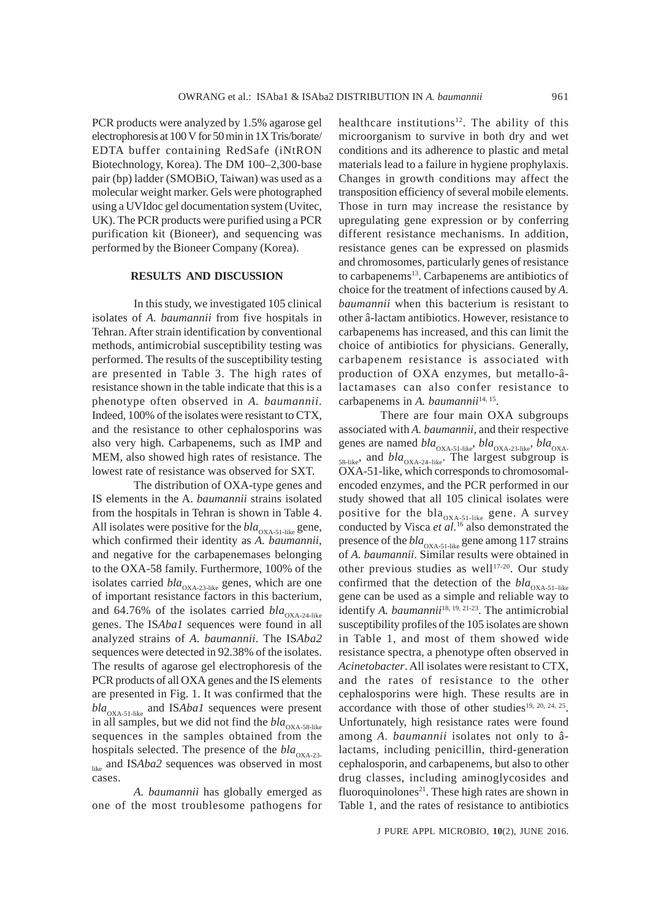PCR products were analyzed by 1.5% agarose gel electrophoresis at 100 V for 50 min in 1X Tris/borate/EDTA buffer containing RedSafe (iNtRON Biotechnology, Korea). The DM 100–2,300-base pair (bp) ladder (SMOBiO, Taiwan) was used as a molecular weight marker. Gels were photographed using a UVIdoc gel documentation system (Uvitec, UK). The PCR products were purified using a PCR purification kit (Bioneer), and sequencing was performed by the Bioneer Company (Korea).

## RESULTS AND DISCUSSION

In this study, we investigated 105 clinical isolates of *A. baumannii* from five hospitals in Tehran. After strain identification by conventional methods, antimicrobial susceptibility testing was performed. The results of the susceptibility testing are presented in Table 3. The high rates of resistance shown in the table indicate that this is a phenotype often observed in *A. baumannii*. Indeed, 100% of the isolates were resistant to CTX, and the resistance to other cephalosporins was also very high. Carbapenems, such as IMP and MEM, also showed high rates of resistance. The lowest rate of resistance was observed for SXT.

The distribution of OXA-type genes and IS elements in the A. *baumannii* strains isolated from the hospitals in Tehran is shown in Table 4. All isolates were positive for the $bla_{\text{OXA-51-like}}$ gene, which confirmed their identity as *A. baumannii*, and negative for the carbapenemases belonging to the OXA-58 family. Furthermore, 100% of the isolates carried $bla_{\text{OXA-23-like}}$ genes, which are one of important resistance factors in this bacterium, and 64.76% of the isolates carried $bla_{\text{OXA-24-like}}$ genes. The IS*Aba1* sequences were found in all analyzed strains of *A. baumannii*. The IS*Aba2* sequences were detected in 92.38% of the isolates. The results of agarose gel electrophoresis of the PCR products of all OXA genes and the IS elements are presented in Fig. 1. It was confirmed that the $bla_{\text{OXA-51-like}}$ and IS*Aba1* sequences were present in all samples, but we did not find the $bla_{\text{OXA-58-like}}$ sequences in the samples obtained from the hospitals selected. The presence of the $bla_{\text{OXA-23-like}}$ and IS*Aba2* sequences was observed in most cases.

*A. baumannii* has globally emerged as one of the most troublesome pathogens for healthcare institutions[12]. The ability of this microorganism to survive in both dry and wet conditions and its adherence to plastic and metal materials lead to a failure in hygiene prophylaxis. Changes in growth conditions may affect the transposition efficiency of several mobile elements. Those in turn may increase the resistance by upregulating gene expression or by conferring different resistance mechanisms. In addition, resistance genes can be expressed on plasmids and chromosomes, particularly genes of resistance to carbapenems[13]. Carbapenems are antibiotics of choice for the treatment of infections caused by *A. baumannii* when this bacterium is resistant to other â-lactam antibiotics. However, resistance to carbapenems has increased, and this can limit the choice of antibiotics for physicians. Generally, carbapenem resistance is associated with production of OXA enzymes, but metallo-â-lactamases can also confer resistance to carbapenems in *A. baumannii*[14, 15].

There are four main OXA subgroups associated with *A. baumannii*, and their respective genes are named $bla_{\text{OXA-51-like}}$, $bla_{\text{OXA-23-like}}$, $bla_{\text{OXA-58-like}}$, and $bla_{\text{OXA-24–like}}$. The largest subgroup is OXA-51-like, which corresponds to chromosomal-encoded enzymes, and the PCR performed in our study showed that all 105 clinical isolates were positive for the $\text{bla}_{\text{OXA-51-like}}$ gene. A survey conducted by Visca *et al.*[16] also demonstrated the presence of the $bla_{\text{OXA-51-like}}$ gene among 117 strains of *A. baumannii*. Similar results were obtained in other previous studies as well[17-20]. Our study confirmed that the detection of the $bla_{\text{OXA-51–like}}$ gene can be used as a simple and reliable way to identify *A. baumannii*[18, 19, 21-23]. The antimicrobial susceptibility profiles of the 105 isolates are shown in Table 1, and most of them showed wide resistance spectra, a phenotype often observed in *Acinetobacter*. All isolates were resistant to CTX, and the rates of resistance to the other cephalosporins were high. These results are in accordance with those of other studies[19, 20, 24, 25]. Unfortunately, high resistance rates were found among *A. baumannii* isolates not only to â-lactams, including penicillin, third-generation cephalosporin, and carbapenems, but also to other drug classes, including aminoglycosides and fluoroquinolones[21]. These high rates are shown in Table 1, and the rates of resistance to antibiotics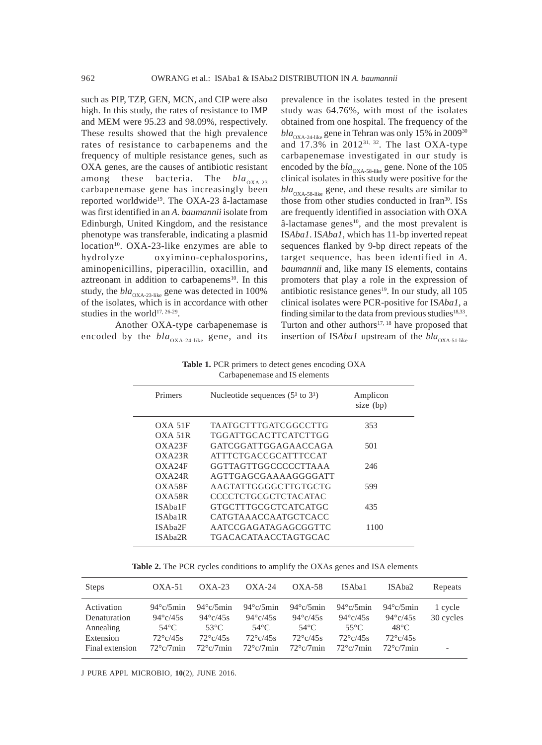such as PIP, TZP, GEN, MCN, and CIP were also high. In this study, the rates of resistance to IMP and MEM were 95.23 and 98.09%, respectively. These results showed that the high prevalence rates of resistance to carbapenems and the frequency of multiple resistance genes, such as OXA genes, are the causes of antibiotic resistant among these bacteria. The $bla_{OXA-23}$ carbapenemase gene has increasingly been reported worldwide[19]. The OXA-23 â-lactamase was first identified in an *A. baumannii* isolate from Edinburgh, United Kingdom, and the resistance phenotype was transferable, indicating a plasmid location[10]. OXA-23-like enzymes are able to hydrolyze oxyimino-cephalosporins, aminopenicillins, piperacillin, oxacillin, and aztreonam in addition to carbapenems[10]. In this study, the $bla_{OXA-23-like}$ gene was detected in 100% of the isolates, which is in accordance with other studies in the world[17, 26-29].

Another OXA-type carbapenemase is encoded by the $bla_{OXA-24-like}$ gene, and its prevalence in the isolates tested in the present study was 64.76%, with most of the isolates obtained from one hospital. The frequency of the $bla_{OXA-24-like}$ gene in Tehran was only 15% in 2009[30] and 17.3% in 2012[31, 32]. The last OXA-type carbapenemase investigated in our study is encoded by the $bla_{OXA-58-like}$ gene. None of the 105 clinical isolates in this study were positive for the $bla_{OXA-58-like}$ gene, and these results are similar to those from other studies conducted in Iran[30]. ISs are frequently identified in association with OXA â-lactamase genes[10], and the most prevalent is IS*Aba1*. IS*Aba1*, which has 11-bp inverted repeat sequences flanked by 9-bp direct repeats of the target sequence, has been identified in *A. baumannii* and, like many IS elements, contains promoters that play a role in the expression of antibiotic resistance genes[19]. In our study, all 105 clinical isolates were PCR-positive for IS*Aba1*, a finding similar to the data from previous studies[18,33]. Turton and other authors[17, 18] have proposed that insertion of IS*Aba1* upstream of the $bla_{OXA-51-like}$

**Table 1.** PCR primers to detect genes encoding OXA Carbapenemase and IS elements

| Primers | Nucleotide sequences (5' to 3') | Amplicon size (bp) |
|---|---|---|
| OXA 51F | TAATGCTTTGATCGGCCTTG | 353 |
| OXA 51R | TGGATTGCACTTCATCTTGG | |
| OXA23F | GATCGGATTGGAGAACCAGA | 501 |
| OXA23R | ATTTCTGACCGCATTTCCAT | |
| OXA24F | GGTTAGTTGGCCCCCTTAAA | 246 |
| OXA24R | AGTTGAGCGAAAAGGGGATT | |
| OXA58F | AAGTATTGGGGCTTGTGCTG | 599 |
| OXA58R | CCCCTCTGCGCTCTACATAC | |
| ISAba1F | GTGCTTTGCGCTCATCATGC | 435 |
| ISAba1R | CATGTAAACCAATGCTCACC | |
| ISAba2F | AATCCGAGATAGAGCGGTTC | 1100 |
| ISAba2R | TGACACATAACCTAGTGCAC | |

**Table 2.** The PCR cycles conditions to amplify the OXAs genes and ISA elements

| Steps | OXA-51 | OXA-23 | OXA-24 | OXA-58 | ISAba1 | ISAba2 | Repeats |
|---|---|---|---|---|---|---|---|
| Activation | 94°c/5min | 94°c/5min | 94°c/5min | 94°c/5min | 94°c/5min | 94°c/5min | 1 cycle |
| Denaturation | 94°c/45s | 94°c/45s | 94°c/45s | 94°c/45s | 94°c/45s | 94°c/45s | 30 cycles |
| Annealing | 54°C | 53°C | 54°C | 54°C | 55°C | 48°C | |
| Extension | 72°c/45s | 72°c/45s | 72°c/45s | 72°c/45s | 72°c/45s | 72°c/45s | |
| Final extension | 72°c/7min | 72°c/7min | 72°c/7min | 72°c/7min | 72°c/7min | 72°c/7min | - |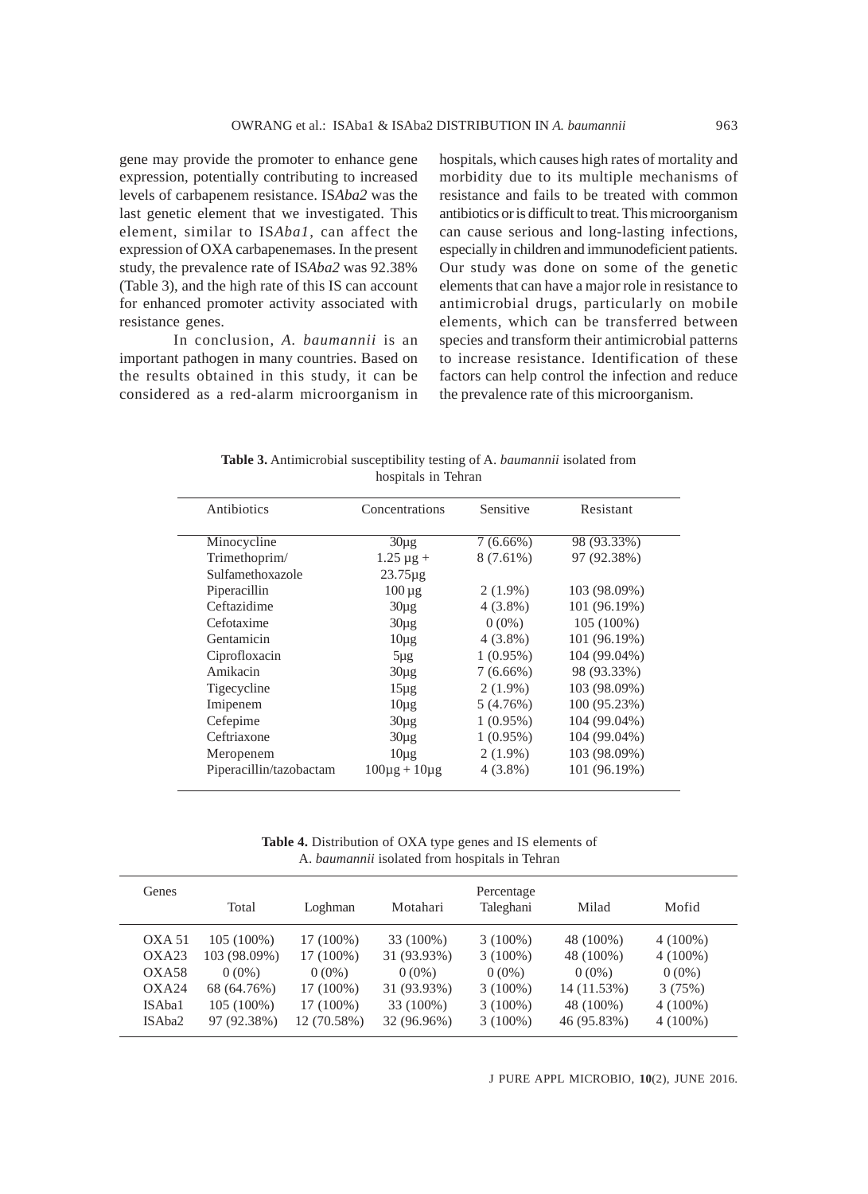gene may provide the promoter to enhance gene expression, potentially contributing to increased levels of carbapenem resistance. IS*Aba2* was the last genetic element that we investigated. This element, similar to IS*Aba1*, can affect the expression of OXA carbapenemases. In the present study, the prevalence rate of IS*Aba2* was 92.38% (Table 3), and the high rate of this IS can account for enhanced promoter activity associated with resistance genes.

In conclusion, *A. baumannii* is an important pathogen in many countries. Based on the results obtained in this study, it can be considered as a red-alarm microorganism in hospitals, which causes high rates of mortality and morbidity due to its multiple mechanisms of resistance and fails to be treated with common antibiotics or is difficult to treat. This microorganism can cause serious and long-lasting infections, especially in children and immunodeficient patients. Our study was done on some of the genetic elements that can have a major role in resistance to antimicrobial drugs, particularly on mobile elements, which can be transferred between species and transform their antimicrobial patterns to increase resistance. Identification of these factors can help control the infection and reduce the prevalence rate of this microorganism.

**Table 3.** Antimicrobial susceptibility testing of A. *baumannii* isolated from hospitals in Tehran

| Antibiotics | Concentrations | Sensitive | Resistant |
|---|---|---|---|
| Minocycline | 30µg | 7 (6.66%) | 98 (93.33%) |
| Trimethoprim/ Sulfamethoxazole | 1.25 µg + 23.75µg | 8 (7.61%) | 97 (92.38%) |
| Piperacillin | 100 µg | 2 (1.9%) | 103 (98.09%) |
| Ceftazidime | 30µg | 4 (3.8%) | 101 (96.19%) |
| Cefotaxime | 30µg | 0 (0%) | 105 (100%) |
| Gentamicin | 10µg | 4 (3.8%) | 101 (96.19%) |
| Ciprofloxacin | 5µg | 1 (0.95%) | 104 (99.04%) |
| Amikacin | 30µg | 7 (6.66%) | 98 (93.33%) |
| Tigecycline | 15µg | 2 (1.9%) | 103 (98.09%) |
| Imipenem | 10µg | 5 (4.76%) | 100 (95.23%) |
| Cefepime | 30µg | 1 (0.95%) | 104 (99.04%) |
| Ceftriaxone | 30µg | 1 (0.95%) | 104 (99.04%) |
| Meropenem | 10µg | 2 (1.9%) | 103 (98.09%) |
| Piperacillin/tazobactam | 100µg + 10µg | 4 (3.8%) | 101 (96.19%) |

**Table 4.** Distribution of OXA type genes and IS elements of A. *baumannii* isolated from hospitals in Tehran

| Genes | | | | Percentage | | |
|---|---|---|---|---|---|---|
| | Total | Loghman | Motahari | Taleghani | Milad | Mofid |
| OXA 51 | 105 (100%) | 17 (100%) | 33 (100%) | 3 (100%) | 48 (100%) | 4 (100%) |
| OXA23 | 103 (98.09%) | 17 (100%) | 31 (93.93%) | 3 (100%) | 48 (100%) | 4 (100%) |
| OXA58 | 0 (0%) | 0 (0%) | 0 (0%) | 0 (0%) | 0 (0%) | 0 (0%) |
| OXA24 | 68 (64.76%) | 17 (100%) | 31 (93.93%) | 3 (100%) | 14 (11.53%) | 3 (75%) |
| ISAba1 | 105 (100%) | 17 (100%) | 33 (100%) | 3 (100%) | 48 (100%) | 4 (100%) |
| ISAba2 | 97 (92.38%) | 12 (70.58%) | 32 (96.96%) | 3 (100%) | 46 (95.83%) | 4 (100%) |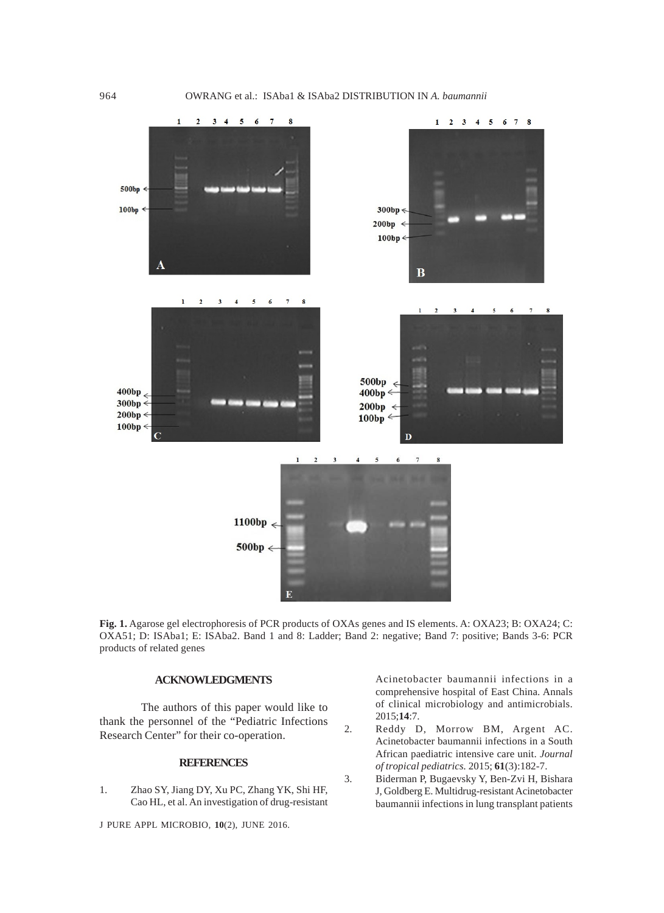**Fig. 1.** Agarose gel electrophoresis of PCR products of OXAs genes and IS elements. A: OXA23; B: OXA24; C: OXA51; D: ISAba1; E: ISAba2. Band 1 and 8: Ladder; Band 2: negative; Band 7: positive; Bands 3-6: PCR products of related genes

## ACKNOWLEDGMENTS

The authors of this paper would like to thank the personnel of the "Pediatric Infections Research Center" for their co-operation.

## REFERENCES

1. Zhao SY, Jiang DY, Xu PC, Zhang YK, Shi HF, Cao HL, et al. An investigation of drug-resistant Acinetobacter baumannii infections in a comprehensive hospital of East China. Annals of clinical microbiology and antimicrobials. 2015;**14**:7.
2. Reddy D, Morrow BM, Argent AC. Acinetobacter baumannii infections in a South African paediatric intensive care unit. *Journal of tropical pediatrics*. 2015; **61**(3):182-7.
3. Biderman P, Bugaevsky Y, Ben-Zvi H, Bishara J, Goldberg E. Multidrug-resistant Acinetobacter baumannii infections in lung transplant patients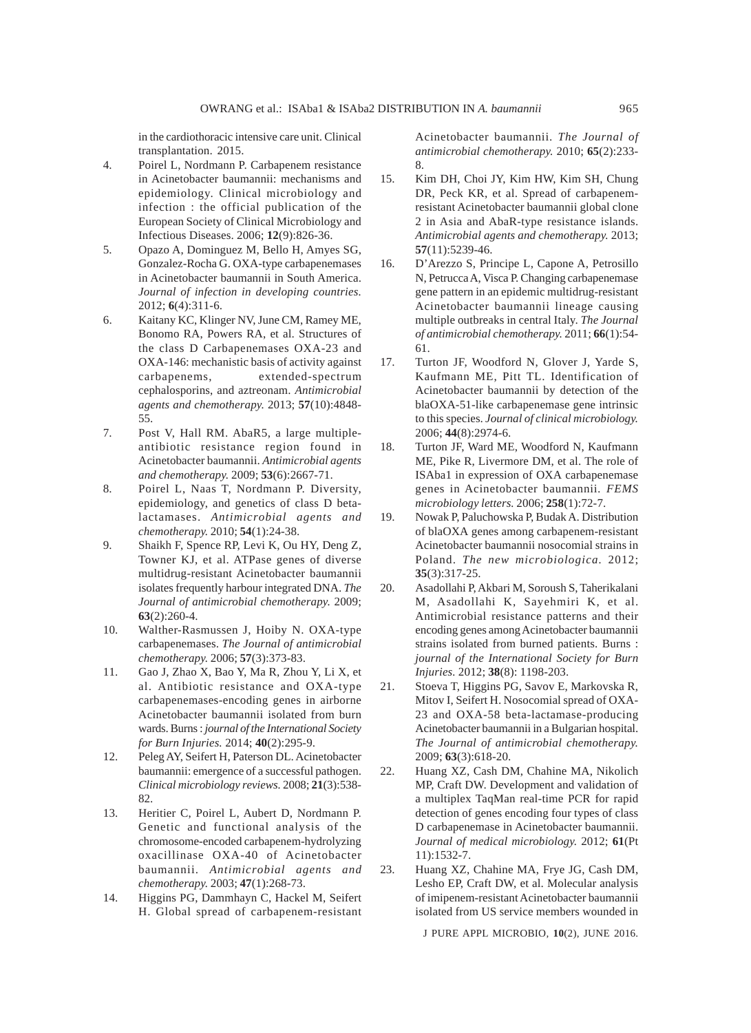in the cardiothoracic intensive care unit. Clinical transplantation. 2015.

4. Poirel L, Nordmann P. Carbapenem resistance in Acinetobacter baumannii: mechanisms and epidemiology. Clinical microbiology and infection : the official publication of the European Society of Clinical Microbiology and Infectious Diseases. 2006; **12**(9):826-36.
5. Opazo A, Dominguez M, Bello H, Amyes SG, Gonzalez-Rocha G. OXA-type carbapenemases in Acinetobacter baumannii in South America. *Journal of infection in developing countries.* 2012; **6**(4):311-6.
6. Kaitany KC, Klinger NV, June CM, Ramey ME, Bonomo RA, Powers RA, et al. Structures of the class D Carbapenemases OXA-23 and OXA-146: mechanistic basis of activity against carbapenems, extended-spectrum cephalosporins, and aztreonam. *Antimicrobial agents and chemotherapy.* 2013; **57**(10):4848-55.
7. Post V, Hall RM. AbaR5, a large multiple-antibiotic resistance region found in Acinetobacter baumannii. *Antimicrobial agents and chemotherapy.* 2009; **53**(6):2667-71.
8. Poirel L, Naas T, Nordmann P. Diversity, epidemiology, and genetics of class D beta-lactamases. *Antimicrobial agents and chemotherapy.* 2010; **54**(1):24-38.
9. Shaikh F, Spence RP, Levi K, Ou HY, Deng Z, Towner KJ, et al. ATPase genes of diverse multidrug-resistant Acinetobacter baumannii isolates frequently harbour integrated DNA. *The Journal of antimicrobial chemotherapy.* 2009; **63**(2):260-4.
10. Walther-Rasmussen J, Hoiby N. OXA-type carbapenemases. *The Journal of antimicrobial chemotherapy.* 2006; **57**(3):373-83.
11. Gao J, Zhao X, Bao Y, Ma R, Zhou Y, Li X, et al. Antibiotic resistance and OXA-type carbapenemases-encoding genes in airborne Acinetobacter baumannii isolated from burn wards. Burns : *journal of the International Society for Burn Injuries.* 2014; **40**(2):295-9.
12. Peleg AY, Seifert H, Paterson DL. Acinetobacter baumannii: emergence of a successful pathogen. *Clinical microbiology reviews.* 2008; **21**(3):538-82.
13. Heritier C, Poirel L, Aubert D, Nordmann P. Genetic and functional analysis of the chromosome-encoded carbapenem-hydrolyzing oxacillinase OXA-40 of Acinetobacter baumannii. *Antimicrobial agents and chemotherapy.* 2003; **47**(1):268-73.
14. Higgins PG, Dammhayn C, Hackel M, Seifert H. Global spread of carbapenem-resistant Acinetobacter baumannii. *The Journal of antimicrobial chemotherapy.* 2010; **65**(2):233-8.
15. Kim DH, Choi JY, Kim HW, Kim SH, Chung DR, Peck KR, et al. Spread of carbapenem-resistant Acinetobacter baumannii global clone 2 in Asia and AbaR-type resistance islands. *Antimicrobial agents and chemotherapy.* 2013; **57**(11):5239-46.
16. D'Arezzo S, Principe L, Capone A, Petrosillo N, Petrucca A, Visca P. Changing carbapenemase gene pattern in an epidemic multidrug-resistant Acinetobacter baumannii lineage causing multiple outbreaks in central Italy. *The Journal of antimicrobial chemotherapy.* 2011; **66**(1):54-61.
17. Turton JF, Woodford N, Glover J, Yarde S, Kaufmann ME, Pitt TL. Identification of Acinetobacter baumannii by detection of the blaOXA-51-like carbapenemase gene intrinsic to this species. *Journal of clinical microbiology.* 2006; **44**(8):2974-6.
18. Turton JF, Ward ME, Woodford N, Kaufmann ME, Pike R, Livermore DM, et al. The role of ISAba1 in expression of OXA carbapenemase genes in Acinetobacter baumannii. *FEMS microbiology letters.* 2006; **258**(1):72-7.
19. Nowak P, Paluchowska P, Budak A. Distribution of blaOXA genes among carbapenem-resistant Acinetobacter baumannii nosocomial strains in Poland. *The new microbiologica.* 2012; **35**(3):317-25.
20. Asadollahi P, Akbari M, Soroush S, Taherikalani M, Asadollahi K, Sayehmiri K, et al. Antimicrobial resistance patterns and their encoding genes among Acinetobacter baumannii strains isolated from burned patients. Burns : *journal of the International Society for Burn Injuries.* 2012; **38**(8): 1198-203.
21. Stoeva T, Higgins PG, Savov E, Markovska R, Mitov I, Seifert H. Nosocomial spread of OXA-23 and OXA-58 beta-lactamase-producing Acinetobacter baumannii in a Bulgarian hospital. *The Journal of antimicrobial chemotherapy.* 2009; **63**(3):618-20.
22. Huang XZ, Cash DM, Chahine MA, Nikolich MP, Craft DW. Development and validation of a multiplex TaqMan real-time PCR for rapid detection of genes encoding four types of class D carbapenemase in Acinetobacter baumannii. *Journal of medical microbiology.* 2012; **61**(Pt 11):1532-7.
23. Huang XZ, Chahine MA, Frye JG, Cash DM, Lesho EP, Craft DW, et al. Molecular analysis of imipenem-resistant Acinetobacter baumannii isolated from US service members wounded in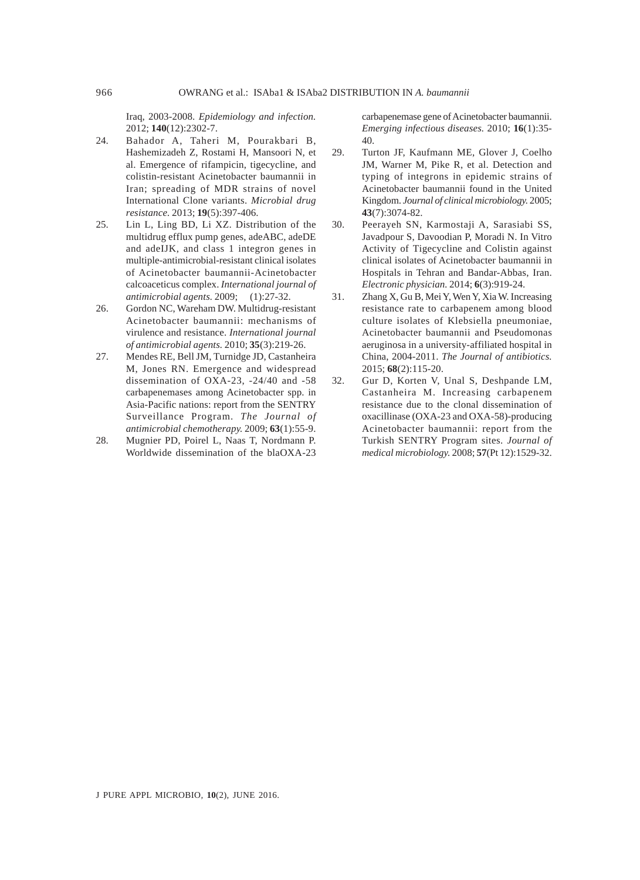Iraq, 2003-2008. *Epidemiology and infection.* 2012; **140**(12):2302-7.

24. Bahador A, Taheri M, Pourakbari B, Hashemizadeh Z, Rostami H, Mansoori N, et al. Emergence of rifampicin, tigecycline, and colistin-resistant Acinetobacter baumannii in Iran; spreading of MDR strains of novel International Clone variants. *Microbial drug resistance.* 2013; **19**(5):397-406.
25. Lin L, Ling BD, Li XZ. Distribution of the multidrug efflux pump genes, adeABC, adeDE and adeIJK, and class 1 integron genes in multiple-antimicrobial-resistant clinical isolates of Acinetobacter baumannii-Acinetobacter calcoaceticus complex. *International journal of antimicrobial agents.* 2009;    (1):27-32.
26. Gordon NC, Wareham DW. Multidrug-resistant Acinetobacter baumannii: mechanisms of virulence and resistance. *International journal of antimicrobial agents.* 2010; **35**(3):219-26.
27. Mendes RE, Bell JM, Turnidge JD, Castanheira M, Jones RN. Emergence and widespread dissemination of OXA-23, -24/40 and -58 carbapenemases among Acinetobacter spp. in Asia-Pacific nations: report from the SENTRY Surveillance Program. *The Journal of antimicrobial chemotherapy.* 2009; **63**(1):55-9.
28. Mugnier PD, Poirel L, Naas T, Nordmann P. Worldwide dissemination of the blaOXA-23 carbapenemase gene of Acinetobacter baumannii. *Emerging infectious diseases.* 2010; **16**(1):35-40.
29. Turton JF, Kaufmann ME, Glover J, Coelho JM, Warner M, Pike R, et al. Detection and typing of integrons in epidemic strains of Acinetobacter baumannii found in the United Kingdom. *Journal of clinical microbiology.* 2005; **43**(7):3074-82.
30. Peerayeh SN, Karmostaji A, Sarasiabi SS, Javadpour S, Davoodian P, Moradi N. In Vitro Activity of Tigecycline and Colistin against clinical isolates of Acinetobacter baumannii in Hospitals in Tehran and Bandar-Abbas, Iran. *Electronic physician.* 2014; **6**(3):919-24.
31. Zhang X, Gu B, Mei Y, Wen Y, Xia W. Increasing resistance rate to carbapenem among blood culture isolates of Klebsiella pneumoniae, Acinetobacter baumannii and Pseudomonas aeruginosa in a university-affiliated hospital in China, 2004-2011. *The Journal of antibiotics.* 2015; **68**(2):115-20.
32. Gur D, Korten V, Unal S, Deshpande LM, Castanheira M. Increasing carbapenem resistance due to the clonal dissemination of oxacillinase (OXA-23 and OXA-58)-producing Acinetobacter baumannii: report from the Turkish SENTRY Program sites. *Journal of medical microbiology.* 2008; **57**(Pt 12):1529-32.